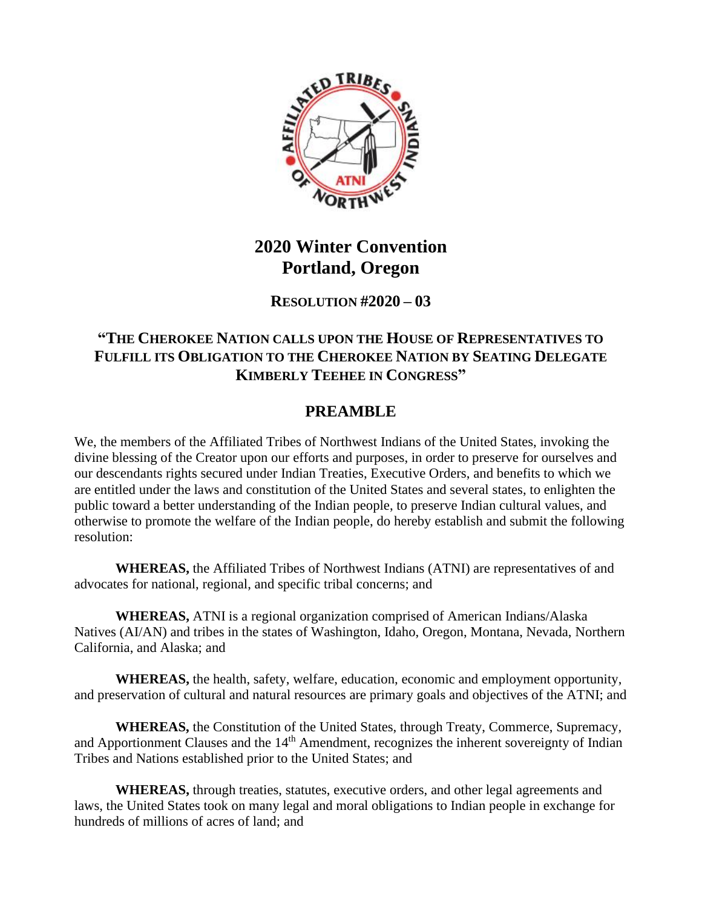# 2020 Winter Convention
# Portland, Oregon

## RESOLUTION #2020 – 03

## "THE CHEROKEE NATION CALLS UPON THE HOUSE OF REPRESENTATIVES TO FULFILL ITS OBLIGATION TO THE CHEROKEE NATION BY SEATING DELEGATE KIMBERLY TEEHEE IN CONGRESS"

## PREAMBLE

We, the members of the Affiliated Tribes of Northwest Indians of the United States, invoking the divine blessing of the Creator upon our efforts and purposes, in order to preserve for ourselves and our descendants rights secured under Indian Treaties, Executive Orders, and benefits to which we are entitled under the laws and constitution of the United States and several states, to enlighten the public toward a better understanding of the Indian people, to preserve Indian cultural values, and otherwise to promote the welfare of the Indian people, do hereby establish and submit the following resolution:

**WHEREAS,** the Affiliated Tribes of Northwest Indians (ATNI) are representatives of and advocates for national, regional, and specific tribal concerns; and

**WHEREAS,** ATNI is a regional organization comprised of American Indians/Alaska Natives (AI/AN) and tribes in the states of Washington, Idaho, Oregon, Montana, Nevada, Northern California, and Alaska; and

**WHEREAS,** the health, safety, welfare, education, economic and employment opportunity, and preservation of cultural and natural resources are primary goals and objectives of the ATNI; and

**WHEREAS,** the Constitution of the United States, through Treaty, Commerce, Supremacy, and Apportionment Clauses and the 14th Amendment, recognizes the inherent sovereignty of Indian Tribes and Nations established prior to the United States; and

**WHEREAS,** through treaties, statutes, executive orders, and other legal agreements and laws, the United States took on many legal and moral obligations to Indian people in exchange for hundreds of millions of acres of land; and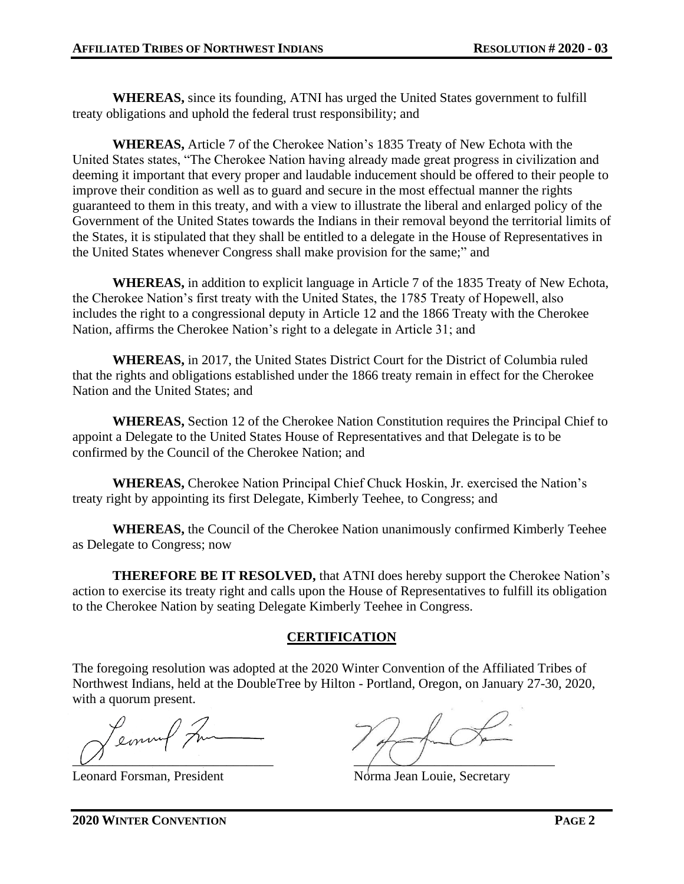**WHEREAS,** since its founding, ATNI has urged the United States government to fulfill treaty obligations and uphold the federal trust responsibility; and

**WHEREAS,** Article 7 of the Cherokee Nation's 1835 Treaty of New Echota with the United States states, "The Cherokee Nation having already made great progress in civilization and deeming it important that every proper and laudable inducement should be offered to their people to improve their condition as well as to guard and secure in the most effectual manner the rights guaranteed to them in this treaty, and with a view to illustrate the liberal and enlarged policy of the Government of the United States towards the Indians in their removal beyond the territorial limits of the States, it is stipulated that they shall be entitled to a delegate in the House of Representatives in the United States whenever Congress shall make provision for the same;" and

**WHEREAS,** in addition to explicit language in Article 7 of the 1835 Treaty of New Echota, the Cherokee Nation's first treaty with the United States, the 1785 Treaty of Hopewell, also includes the right to a congressional deputy in Article 12 and the 1866 Treaty with the Cherokee Nation, affirms the Cherokee Nation's right to a delegate in Article 31; and

**WHEREAS,** in 2017, the United States District Court for the District of Columbia ruled that the rights and obligations established under the 1866 treaty remain in effect for the Cherokee Nation and the United States; and

**WHEREAS,** Section 12 of the Cherokee Nation Constitution requires the Principal Chief to appoint a Delegate to the United States House of Representatives and that Delegate is to be confirmed by the Council of the Cherokee Nation; and

**WHEREAS,** Cherokee Nation Principal Chief Chuck Hoskin, Jr. exercised the Nation's treaty right by appointing its first Delegate, Kimberly Teehee, to Congress; and

**WHEREAS,** the Council of the Cherokee Nation unanimously confirmed Kimberly Teehee as Delegate to Congress; now

**THEREFORE BE IT RESOLVED,** that ATNI does hereby support the Cherokee Nation's action to exercise its treaty right and calls upon the House of Representatives to fulfill its obligation to the Cherokee Nation by seating Delegate Kimberly Teehee in Congress.

## CERTIFICATION

The foregoing resolution was adopted at the 2020 Winter Convention of the Affiliated Tribes of Northwest Indians, held at the DoubleTree by Hilton - Portland, Oregon, on January 27-30, 2020, with a quorum present.

Leonard Forsman, President

Norma Jean Louie, Secretary